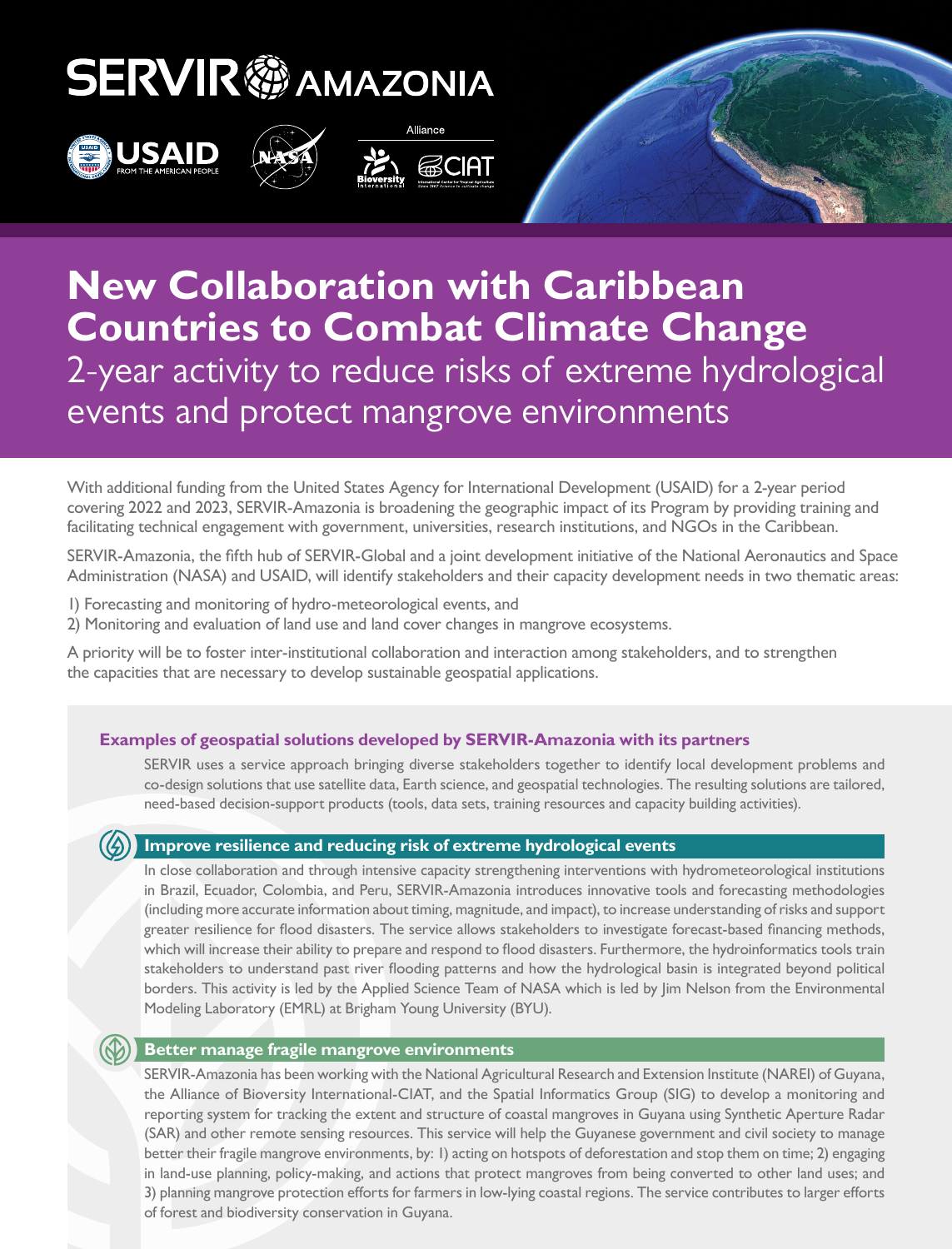SERVIR AMAZONIA

USAID FROM THE AMERICAN PEOPLE

Alliance Bioversity International CIAT International Center for Tropical Agriculture Since 1967 Science to cultivate change

# New Collaboration with Caribbean Countries to Combat Climate Change

## 2-year activity to reduce risks of extreme hydrological events and protect mangrove environments

With additional funding from the United States Agency for International Development (USAID) for a 2-year period covering 2022 and 2023, SERVIR-Amazonia is broadening the geographic impact of its Program by providing training and facilitating technical engagement with government, universities, research institutions, and NGOs in the Caribbean.

SERVIR-Amazonia, the fifth hub of SERVIR-Global and a joint development initiative of the National Aeronautics and Space Administration (NASA) and USAID, will identify stakeholders and their capacity development needs in two thematic areas:

1) Forecasting and monitoring of hydro-meteorological events, and
2) Monitoring and evaluation of land use and land cover changes in mangrove ecosystems.

A priority will be to foster inter-institutional collaboration and interaction among stakeholders, and to strengthen the capacities that are necessary to develop sustainable geospatial applications.

### Examples of geospatial solutions developed by SERVIR-Amazonia with its partners

SERVIR uses a service approach bringing diverse stakeholders together to identify local development problems and co-design solutions that use satellite data, Earth science, and geospatial technologies. The resulting solutions are tailored, need-based decision-support products (tools, data sets, training resources and capacity building activities).

### Improve resilience and reducing risk of extreme hydrological events

In close collaboration and through intensive capacity strengthening interventions with hydrometeorological institutions in Brazil, Ecuador, Colombia, and Peru, SERVIR-Amazonia introduces innovative tools and forecasting methodologies (including more accurate information about timing, magnitude, and impact), to increase understanding of risks and support greater resilience for flood disasters. The service allows stakeholders to investigate forecast-based financing methods, which will increase their ability to prepare and respond to flood disasters. Furthermore, the hydroinformatics tools train stakeholders to understand past river flooding patterns and how the hydrological basin is integrated beyond political borders. This activity is led by the Applied Science Team of NASA which is led by Jim Nelson from the Environmental Modeling Laboratory (EMRL) at Brigham Young University (BYU).

### Better manage fragile mangrove environments

SERVIR-Amazonia has been working with the National Agricultural Research and Extension Institute (NAREI) of Guyana, the Alliance of Bioversity International-CIAT, and the Spatial Informatics Group (SIG) to develop a monitoring and reporting system for tracking the extent and structure of coastal mangroves in Guyana using Synthetic Aperture Radar (SAR) and other remote sensing resources. This service will help the Guyanese government and civil society to manage better their fragile mangrove environments, by: 1) acting on hotspots of deforestation and stop them on time; 2) engaging in land-use planning, policy-making, and actions that protect mangroves from being converted to other land uses; and 3) planning mangrove protection efforts for farmers in low-lying coastal regions. The service contributes to larger efforts of forest and biodiversity conservation in Guyana.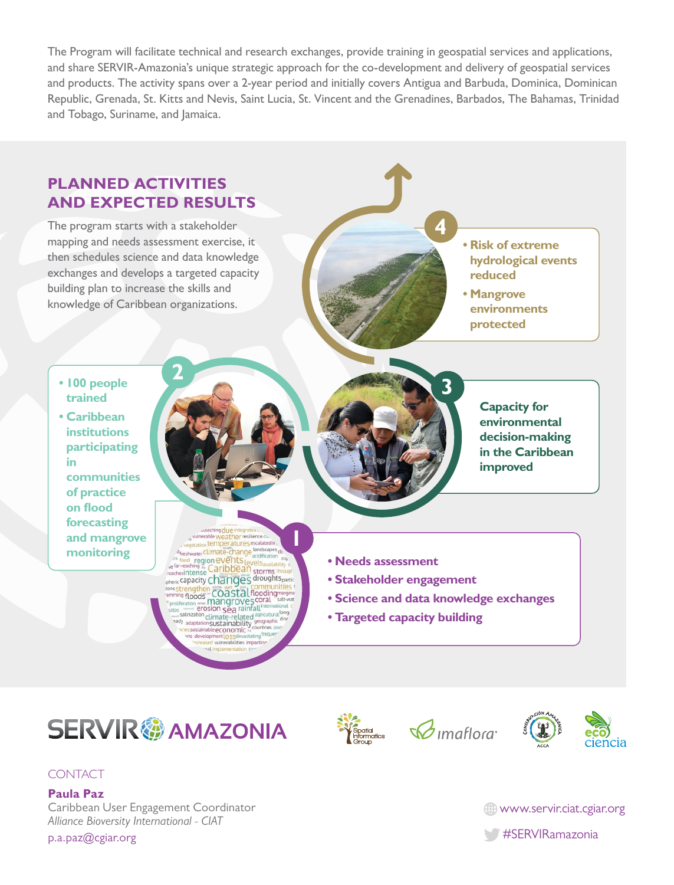The Program will facilitate technical and research exchanges, provide training in geospatial services and applications, and share SERVIR-Amazonia's unique strategic approach for the co-development and delivery of geospatial services and products. The activity spans over a 2-year period and initially covers Antigua and Barbuda, Dominica, Dominican Republic, Grenada, St. Kitts and Nevis, Saint Lucia, St. Vincent and the Grenadines, Barbados, The Bahamas, Trinidad and Tobago, Suriname, and Jamaica.

## PLANNED ACTIVITIES AND EXPECTED RESULTS

The program starts with a stakeholder mapping and needs assessment exercise, it then schedules science and data knowledge exchanges and develops a targeted capacity building plan to increase the skills and knowledge of Caribbean organizations.

**1**

- **Needs assessment**
- **Stakeholder engagement**
- **Science and data knowledge exchanges**
- **Targeted capacity building**

**2**

- **100 people trained**
- **Caribbean institutions participating in communities of practice on flood forecasting and mangrove monitoring**

**3**

**Capacity for environmental decision-making in the Caribbean improved**

**4**

- **Risk of extreme hydrological events reduced**
- **Mangrove environments protected**

SERVIR AMAZONIA

Spatial Informatics Group

imaflora

ACCA

eco ciencia

CONTACT

**Paula Paz**
Caribbean User Engagement Coordinator
*Alliance Bioversity International - CIAT*
p.a.paz@cgiar.org

www.servir.ciat.cgiar.org

#SERVIRamazonia